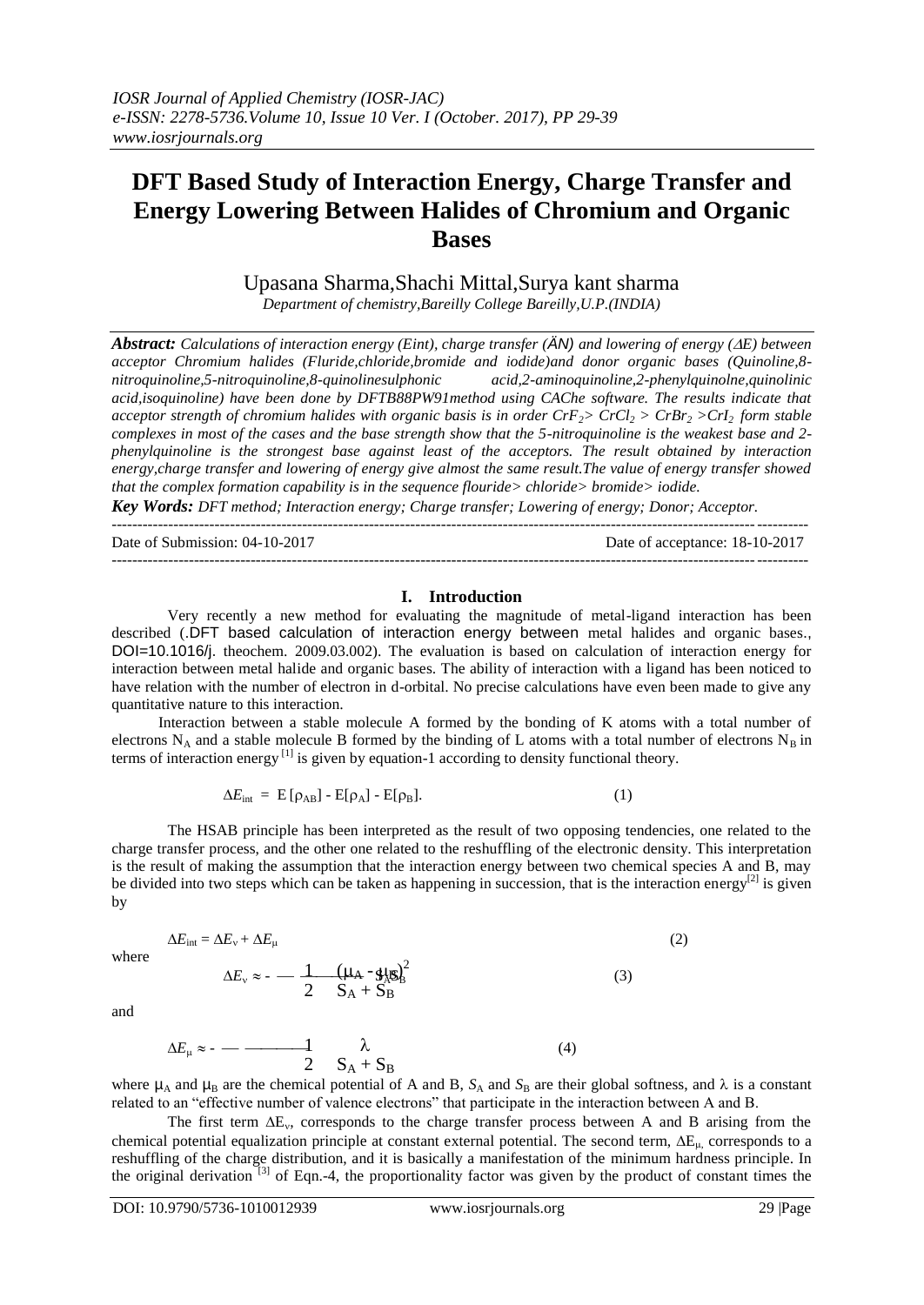# DFT Based Study of Interaction Energy, Charge Transfer and Energy Lowering Between Halides of Chromium and Organic Bases

Upasana Sharma,Shachi Mittal,Surya kant sharma

*Department of chemistry,Bareilly College Bareilly,U.P.(INDIA)*

***Abstract:*** *Calculations of interaction energy (Eint), charge transfer (ÄN) and lowering of energy ($\Delta E$) between acceptor Chromium halides (Fluride,chloride,bromide and iodide)and donor organic bases (Quinoline,8-nitroquinoline,5-nitroquinoline,8-quinolinesulphonic acid,2-aminoquinoline,2-phenylquinolne,quinolinic acid,isoquinoline) have been done by DFTB88PW91method using CAChe software. The results indicate that acceptor strength of chromium halides with organic basis is in order $CrF_2$> $CrCl_2$ > $CrBr_2$ >$CrI_2$ form stable complexes in most of the cases and the base strength show that the 5-nitroquinoline is the weakest base and 2-phenylquinoline is the strongest base against least of the acceptors. The result obtained by interaction energy,charge transfer and lowering of energy give almost the same result.The value of energy transfer showed that the complex formation capability is in the sequence flouride> chloride> bromide> iodide.*

***Key Words:*** *DFT method; Interaction energy; Charge transfer; Lowering of energy; Donor; Acceptor.*

Date of Submission: 04-10-2017 | Date of acceptance: 18-10-2017

## I. Introduction

Very recently a new method for evaluating the magnitude of metal-ligand interaction has been described (.DFT based calculation of interaction energy between metal halides and organic bases., DOI=10.1016/j. theochem. 2009.03.002). The evaluation is based on calculation of interaction energy for interaction between metal halide and organic bases. The ability of interaction with a ligand has been noticed to have relation with the number of electron in d-orbital. No precise calculations have even been made to give any quantitative nature to this interaction.

Interaction between a stable molecule A formed by the bonding of K atoms with a total number of electrons $N_A$ and a stable molecule B formed by the binding of L atoms with a total number of electrons $N_B$ in terms of interaction energy [1] is given by equation-1 according to density functional theory.

$$\Delta E_{int} = E[\rho_{AB}] - E[\rho_A] - E[\rho_B]. \quad (1)$$

The HSAB principle has been interpreted as the result of two opposing tendencies, one related to the charge transfer process, and the other one related to the reshuffling of the electronic density. This interpretation is the result of making the assumption that the interaction energy between two chemical species A and B, may be divided into two steps which can be taken as happening in succession, that is the interaction energy[2] is given by

$$\Delta E_{int} = \Delta E_v + \Delta E_\mu \quad (2)$$

where

$$\Delta E_v \approx -\frac{1}{2}\frac{(\mu_A - \mu_B)^2}{S_A + S_B} \quad (3)$$

and

$$\Delta E_\mu \approx -\frac{1}{2}\frac{\lambda}{S_A + S_B} \quad (4)$$

where $\mu_A$ and $\mu_B$ are the chemical potential of A and B, $S_A$ and $S_B$ are their global softness, and $\lambda$ is a constant related to an "effective number of valence electrons" that participate in the interaction between A and B.

The first term $\Delta E_v$, corresponds to the charge transfer process between A and B arising from the chemical potential equalization principle at constant external potential. The second term, $\Delta E_\mu$, corresponds to a reshuffling of the charge distribution, and it is basically a manifestation of the minimum hardness principle. In the original derivation [3] of Eqn.-4, the proportionality factor was given by the product of constant times the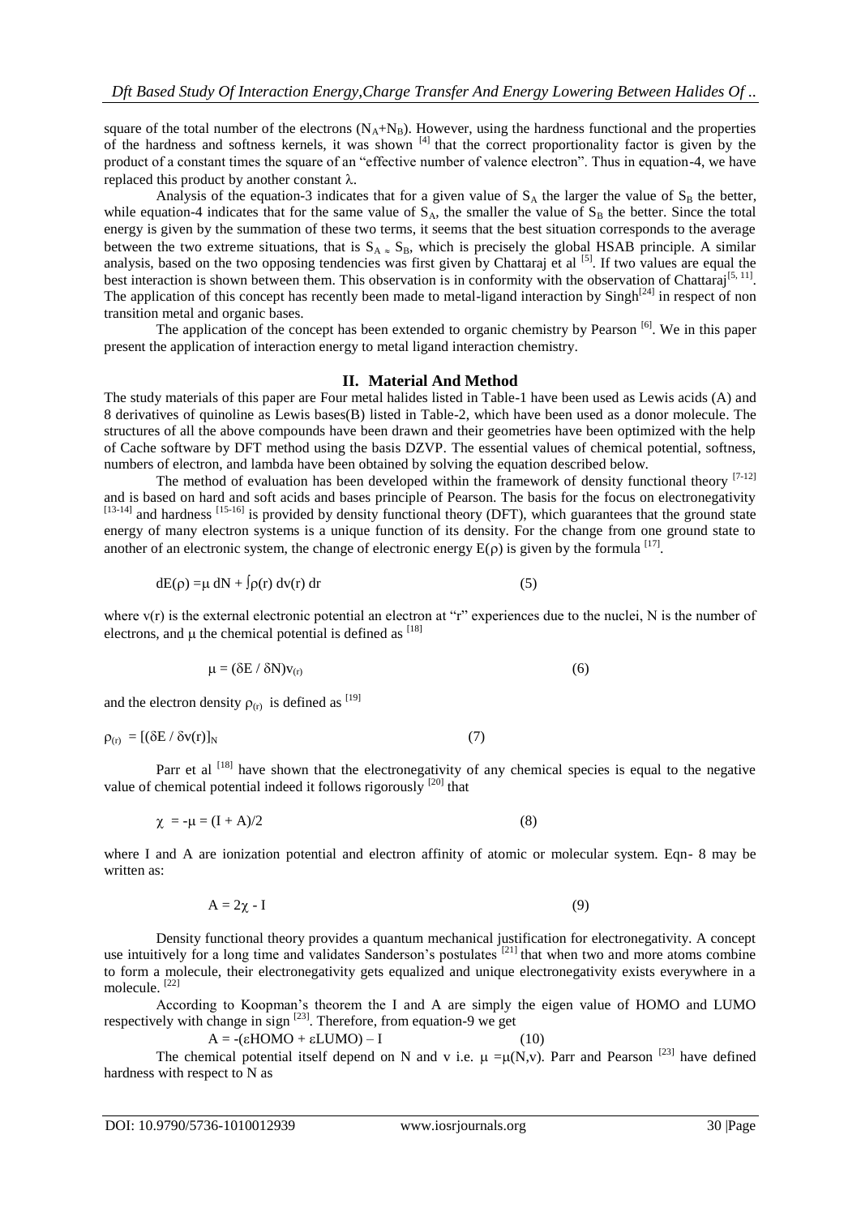square of the total number of the electrons ($N_A$+$N_B$). However, using the hardness functional and the properties of the hardness and softness kernels, it was shown [4] that the correct proportionality factor is given by the product of a constant times the square of an "effective number of valence electron". Thus in equation-4, we have replaced this product by another constant λ.

Analysis of the equation-3 indicates that for a given value of $S_A$ the larger the value of $S_B$ the better, while equation-4 indicates that for the same value of $S_A$, the smaller the value of $S_B$ the better. Since the total energy is given by the summation of these two terms, it seems that the best situation corresponds to the average between the two extreme situations, that is $S_A \approx S_B$, which is precisely the global HSAB principle. A similar analysis, based on the two opposing tendencies was first given by Chattaraj et al [5]. If two values are equal the best interaction is shown between them. This observation is in conformity with the observation of Chattaraj[5, 11]. The application of this concept has recently been made to metal-ligand interaction by Singh[24] in respect of non transition metal and organic bases.

The application of the concept has been extended to organic chemistry by Pearson [6]. We in this paper present the application of interaction energy to metal ligand interaction chemistry.

## II. Material And Method

The study materials of this paper are Four metal halides listed in Table-1 have been used as Lewis acids (A) and 8 derivatives of quinoline as Lewis bases(B) listed in Table-2, which have been used as a donor molecule. The structures of all the above compounds have been drawn and their geometries have been optimized with the help of Cache software by DFT method using the basis DZVP. The essential values of chemical potential, softness, numbers of electron, and lambda have been obtained by solving the equation described below.

The method of evaluation has been developed within the framework of density functional theory [7-12] and is based on hard and soft acids and bases principle of Pearson. The basis for the focus on electronegativity [13-14] and hardness [15-16] is provided by density functional theory (DFT), which guarantees that the ground state energy of many electron systems is a unique function of its density. For the change from one ground state to another of an electronic system, the change of electronic energy $E(\rho)$ is given by the formula [17].

$$dE(\rho) = \mu\, dN + \int \rho(r)\, dv(r)\, dr \qquad (5)$$

where v(r) is the external electronic potential an electron at "r" experiences due to the nuclei, N is the number of electrons, and μ the chemical potential is defined as [18]

$$\mu = (\delta E / \delta N)_{v(r)} \qquad (6)$$

and the electron density $\rho_{(r)}$ is defined as [19]

$$\rho_{(r)} = [(\delta E / \delta v(r)]_N \qquad (7)$$

Parr et al [18] have shown that the electronegativity of any chemical species is equal to the negative value of chemical potential indeed it follows rigorously [20] that

$$\chi = -\mu = (I + A)/2 \qquad (8)$$

where I and A are ionization potential and electron affinity of atomic or molecular system. Eqn- 8 may be written as:

$$A = 2\chi - I \qquad (9)$$

Density functional theory provides a quantum mechanical justification for electronegativity. A concept use intuitively for a long time and validates Sanderson's postulates [21] that when two and more atoms combine to form a molecule, their electronegativity gets equalized and unique electronegativity exists everywhere in a molecule. [22]

According to Koopman's theorem the I and A are simply the eigen value of HOMO and LUMO respectively with change in sign [23]. Therefore, from equation-9 we get

$$A = -(\varepsilon HOMO + \varepsilon LUMO) - I \qquad (10)$$

The chemical potential itself depend on N and v i.e. $\mu = \mu(N,v)$. Parr and Pearson [23] have defined hardness with respect to N as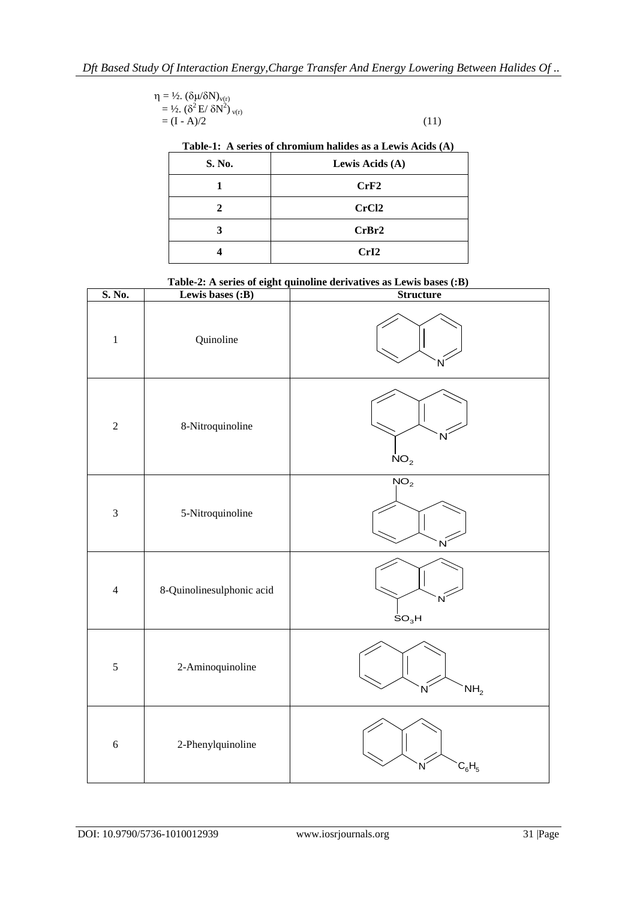$$\eta = \frac{1}{2} \cdot (\delta\mu/\delta N)_{v(r)}$$
$$= \frac{1}{2} \cdot (\delta^2 E/ \delta N^2)_{v(r)}$$
$$= (I - A)/2 \quad (11)$$

**Table-1: A series of chromium halides as a Lewis Acids (A)**

| S. No. | Lewis Acids (A) |
|---|---|
| 1 | $CrF_2$ |
| 2 | $CrCl_2$ |
| 3 | $CrBr_2$ |
| 4 | $CrI_2$ |

**Table-2: A series of eight quinoline derivatives as Lewis bases (:B)**

| S. No. | Lewis bases (:B) | Structure |
|---|---|---|
| 1 | Quinoline | N |
| 2 | 8-Nitroquinoline | N, $NO_2$ |
| 3 | 5-Nitroquinoline | $NO_2$, N |
| 4 | 8-Quinolinesulphonic acid | N, $SO_3H$ |
| 5 | 2-Aminoquinoline | N, $NH_2$ |
| 6 | 2-Phenylquinoline | N, $C_6H_5$ |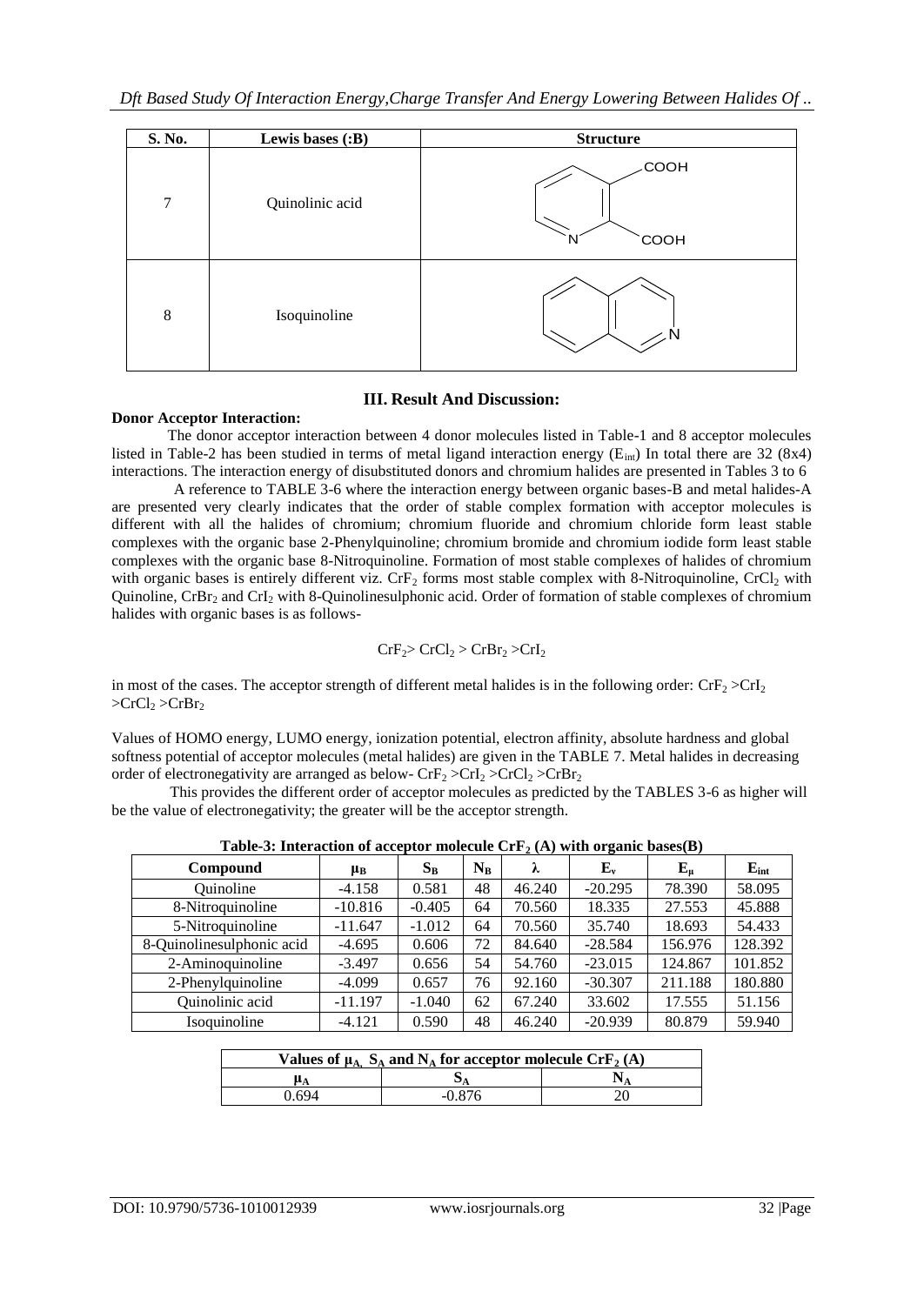| S. No. | Lewis bases (:B) | Structure |
|---|---|---|
| 7 | Quinolinic acid | |
| 8 | Isoquinoline | |

## III. Result And Discussion:

**Donor Acceptor Interaction:**

The donor acceptor interaction between 4 donor molecules listed in Table-1 and 8 acceptor molecules listed in Table-2 has been studied in terms of metal ligand interaction energy ($E_{int}$) In total there are 32 (8x4) interactions. The interaction energy of disubstituted donors and chromium halides are presented in Tables 3 to 6

A reference to TABLE 3-6 where the interaction energy between organic bases-B and metal halides-A are presented very clearly indicates that the order of stable complex formation with acceptor molecules is different with all the halides of chromium; chromium fluoride and chromium chloride form least stable complexes with the organic base 2-Phenylquinoline; chromium bromide and chromium iodide form least stable complexes with the organic base 8-Nitroquinoline. Formation of most stable complexes of halides of chromium with organic bases is entirely different viz. $CrF_2$ forms most stable complex with 8-Nitroquinoline, $CrCl_2$ with Quinoline, $CrBr_2$ and $CrI_2$ with 8-Quinolinesulphonic acid. Order of formation of stable complexes of chromium halides with organic bases is as follows-

$$CrF_2 > CrCl_2 > CrBr_2 > CrI_2$$

in most of the cases. The acceptor strength of different metal halides is in the following order: $CrF_2 > CrI_2 > CrCl_2 > CrBr_2$

Values of HOMO energy, LUMO energy, ionization potential, electron affinity, absolute hardness and global softness potential of acceptor molecules (metal halides) are given in the TABLE 7. Metal halides in decreasing order of electronegativity are arranged as below- $CrF_2 > CrI_2 > CrCl_2 > CrBr_2$

This provides the different order of acceptor molecules as predicted by the TABLES 3-6 as higher will be the value of electronegativity; the greater will be the acceptor strength.

**Table-3: Interaction of acceptor molecule $CrF_2$ (A) with organic bases(B)**

| Compound | $\mu_B$ | $S_B$ | $N_B$ | $\lambda$ | $E_v$ | $E_\mu$ | $E_{int}$ |
|---|---|---|---|---|---|---|---|
| Quinoline | -4.158 | 0.581 | 48 | 46.240 | -20.295 | 78.390 | 58.095 |
| 8-Nitroquinoline | -10.816 | -0.405 | 64 | 70.560 | 18.335 | 27.553 | 45.888 |
| 5-Nitroquinoline | -11.647 | -1.012 | 64 | 70.560 | 35.740 | 18.693 | 54.433 |
| 8-Quinolinesulphonic acid | -4.695 | 0.606 | 72 | 84.640 | -28.584 | 156.976 | 128.392 |
| 2-Aminoquinoline | -3.497 | 0.656 | 54 | 54.760 | -23.015 | 124.867 | 101.852 |
| 2-Phenylquinoline | -4.099 | 0.657 | 76 | 92.160 | -30.307 | 211.188 | 180.880 |
| Quinolinic acid | -11.197 | -1.040 | 62 | 67.240 | 33.602 | 17.555 | 51.156 |
| Isoquinoline | -4.121 | 0.590 | 48 | 46.240 | -20.939 | 80.879 | 59.940 |

| Values of $\mu_A$, $S_A$ and $N_A$ for acceptor molecule $CrF_2$ (A) | | |
|---|---|---|
| $\mu_A$ | $S_A$ | $N_A$ |
| 0.694 | -0.876 | 20 |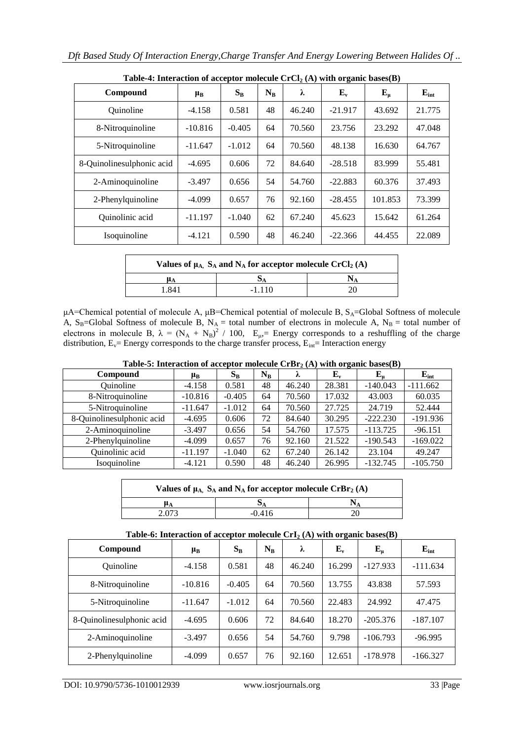**Table-4: Interaction of acceptor molecule $CrCl_2$ (A) with organic bases(B)**

| Compound | $\mu_B$ | $S_B$ | $N_B$ | $\lambda$ | $E_v$ | $E_\mu$ | $E_{int}$ |
|---|---|---|---|---|---|---|---|
| Quinoline | -4.158 | 0.581 | 48 | 46.240 | -21.917 | 43.692 | 21.775 |
| 8-Nitroquinoline | -10.816 | -0.405 | 64 | 70.560 | 23.756 | 23.292 | 47.048 |
| 5-Nitroquinoline | -11.647 | -1.012 | 64 | 70.560 | 48.138 | 16.630 | 64.767 |
| 8-Quinolinesulphonic acid | -4.695 | 0.606 | 72 | 84.640 | -28.518 | 83.999 | 55.481 |
| 2-Aminoquinoline | -3.497 | 0.656 | 54 | 54.760 | -22.883 | 60.376 | 37.493 |
| 2-Phenylquinoline | -4.099 | 0.657 | 76 | 92.160 | -28.455 | 101.853 | 73.399 |
| Quinolinic acid | -11.197 | -1.040 | 62 | 67.240 | 45.623 | 15.642 | 61.264 |
| Isoquinoline | -4.121 | 0.590 | 48 | 46.240 | -22.366 | 44.455 | 22.089 |

| Values of $\mu_A$, $S_A$ and $N_A$ for acceptor molecule $CrCl_2$ (A) | | |
|---|---|---|
| $\mu_A$ | $S_A$ | $N_A$ |
| 1.841 | -1.110 | 20 |

μA=Chemical potential of molecule A, μB=Chemical potential of molecule B, $S_A$=Global Softness of molecule A, $S_B$=Global Softness of molecule B, $N_A$ = total number of electrons in molecule A, $N_B$ = total number of electrons in molecule B, $\lambda = (N_A + N_B)^2 / 100$, $E_\mu$= Energy corresponds to a reshuffling of the charge distribution, $E_v$= Energy corresponds to the charge transfer process, $E_{int}$= Interaction energy

**Table-5: Interaction of acceptor molecule $CrBr_2$ (A) with organic bases(B)**

| Compound | $\mu_B$ | $S_B$ | $N_B$ | $\lambda$ | $E_v$ | $E_\mu$ | $E_{int}$ |
|---|---|---|---|---|---|---|---|
| Quinoline | -4.158 | 0.581 | 48 | 46.240 | 28.381 | -140.043 | -111.662 |
| 8-Nitroquinoline | -10.816 | -0.405 | 64 | 70.560 | 17.032 | 43.003 | 60.035 |
| 5-Nitroquinoline | -11.647 | -1.012 | 64 | 70.560 | 27.725 | 24.719 | 52.444 |
| 8-Quinolinesulphonic acid | -4.695 | 0.606 | 72 | 84.640 | 30.295 | -222.230 | -191.936 |
| 2-Aminoquinoline | -3.497 | 0.656 | 54 | 54.760 | 17.575 | -113.725 | -96.151 |
| 2-Phenylquinoline | -4.099 | 0.657 | 76 | 92.160 | 21.522 | -190.543 | -169.022 |
| Quinolinic acid | -11.197 | -1.040 | 62 | 67.240 | 26.142 | 23.104 | 49.247 |
| Isoquinoline | -4.121 | 0.590 | 48 | 46.240 | 26.995 | -132.745 | -105.750 |

| Values of $\mu_A$, $S_A$ and $N_A$ for acceptor molecule $CrBr_2$ (A) | | |
|---|---|---|
| $\mu_A$ | $S_A$ | $N_A$ |
| 2.073 | -0.416 | 20 |

**Table-6: Interaction of acceptor molecule $CrI_2$ (A) with organic bases(B)**

| Compound | $\mu_B$ | $S_B$ | $N_B$ | $\lambda$ | $E_v$ | $E_\mu$ | $E_{int}$ |
|---|---|---|---|---|---|---|---|
| Quinoline | -4.158 | 0.581 | 48 | 46.240 | 16.299 | -127.933 | -111.634 |
| 8-Nitroquinoline | -10.816 | -0.405 | 64 | 70.560 | 13.755 | 43.838 | 57.593 |
| 5-Nitroquinoline | -11.647 | -1.012 | 64 | 70.560 | 22.483 | 24.992 | 47.475 |
| 8-Quinolinesulphonic acid | -4.695 | 0.606 | 72 | 84.640 | 18.270 | -205.376 | -187.107 |
| 2-Aminoquinoline | -3.497 | 0.656 | 54 | 54.760 | 9.798 | -106.793 | -96.995 |
| 2-Phenylquinoline | -4.099 | 0.657 | 76 | 92.160 | 12.651 | -178.978 | -166.327 |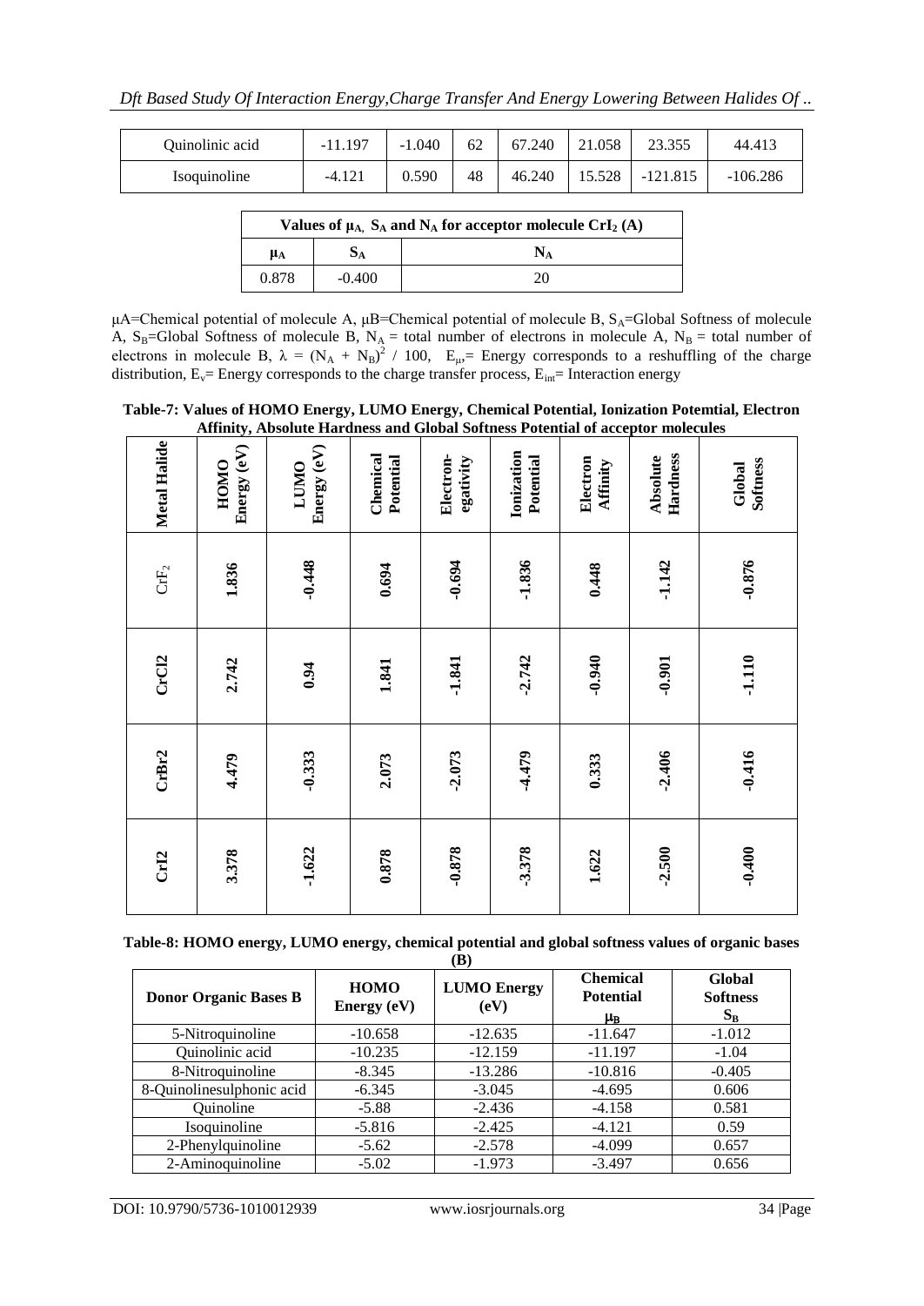| Quinolinic acid | -11.197 | -1.040 | 62 | 67.240 | 21.058 | 23.355 | 44.413 |
|---|---|---|---|---|---|---|---|
| Isoquinoline | -4.121 | 0.590 | 48 | 46.240 | 15.528 | -121.815 | -106.286 |

| Values of $\mu_A$, $S_A$ and $N_A$ for acceptor molecule $CrI_2$ (A) | | |
|---|---|---|
| $\mu_A$ | $S_A$ | $N_A$ |
| 0.878 | -0.400 | 20 |

μA=Chemical potential of molecule A, μB=Chemical potential of molecule B, $S_A$=Global Softness of molecule A, $S_B$=Global Softness of molecule B, $N_A$ = total number of electrons in molecule A, $N_B$ = total number of electrons in molecule B, $\lambda = (N_A + N_B)^2 / 100$, $E_\mu$= Energy corresponds to a reshuffling of the charge distribution, $E_v$= Energy corresponds to the charge transfer process, $E_{int}$= Interaction energy

**Table-7: Values of HOMO Energy, LUMO Energy, Chemical Potential, Ionization Potemtial, Electron Affinity, Absolute Hardness and Global Softness Potential of acceptor molecules**

| Metal Halide | HOMO Energy (eV) | LUMO Energy (eV) | Chemical Potential | Electron-egativity | Ionization Potential | Electron Affinity | Absolute Hardness | Global Softness |
|---|---|---|---|---|---|---|---|---|
| $CrF_2$ | 1.836 | -0.448 | 0.694 | -0.694 | -1.836 | 0.448 | -1.142 | -0.876 |
| CrCl2 | 2.742 | 0.94 | 1.841 | -1.841 | -2.742 | -0.940 | -0.901 | -1.110 |
| CrBr2 | 4.479 | -0.333 | 2.073 | -2.073 | -4.479 | 0.333 | -2.406 | -0.416 |
| CrI2 | 3.378 | -1.622 | 0.878 | -0.878 | -3.378 | 1.622 | -2.500 | -0.400 |

**Table-8: HOMO energy, LUMO energy, chemical potential and global softness values of organic bases (B)**

| Donor Organic Bases B | HOMO Energy (eV) | LUMO Energy (eV) | Chemical Potential $\mu_B$ | Global Softness $S_B$ |
|---|---|---|---|---|
| 5-Nitroquinoline | -10.658 | -12.635 | -11.647 | -1.012 |
| Quinolinic acid | -10.235 | -12.159 | -11.197 | -1.04 |
| 8-Nitroquinoline | -8.345 | -13.286 | -10.816 | -0.405 |
| 8-Quinolinesulphonic acid | -6.345 | -3.045 | -4.695 | 0.606 |
| Quinoline | -5.88 | -2.436 | -4.158 | 0.581 |
| Isoquinoline | -5.816 | -2.425 | -4.121 | 0.59 |
| 2-Phenylquinoline | -5.62 | -2.578 | -4.099 | 0.657 |
| 2-Aminoquinoline | -5.02 | -1.973 | -3.497 | 0.656 |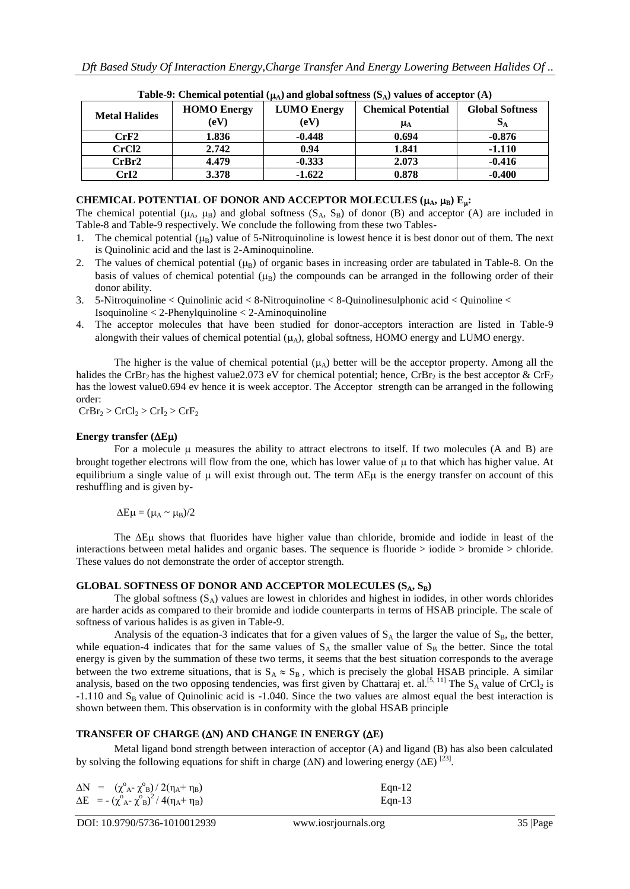**Table-9: Chemical potential ($\mu_A$) and global softness ($S_A$) values of acceptor (A)**

| Metal Halides | HOMO Energy (eV) | LUMO Energy (eV) | Chemical Potential $\mu_A$ | Global Softness $S_A$ |
|---|---|---|---|---|
| CrF2 | 1.836 | -0.448 | 0.694 | -0.876 |
| CrCl2 | 2.742 | 0.94 | 1.841 | -1.110 |
| CrBr2 | 4.479 | -0.333 | 2.073 | -0.416 |
| CrI2 | 3.378 | -1.622 | 0.878 | -0.400 |

### CHEMICAL POTENTIAL OF DONOR AND ACCEPTOR MOLECULES ($\mu_A$, $\mu_B$) $E_\mu$:

The chemical potential ($\mu_A$, $\mu_B$) and global softness ($S_A$, $S_B$) of donor (B) and acceptor (A) are included in Table-8 and Table-9 respectively. We conclude the following from these two Tables-

1. The chemical potential ($\mu_B$) value of 5-Nitroquinoline is lowest hence it is best donor out of them. The next is Quinolinic acid and the last is 2-Aminoquinoline.
2. The values of chemical potential ($\mu_B$) of organic bases in increasing order are tabulated in Table-8. On the basis of values of chemical potential ($\mu_B$) the compounds can be arranged in the following order of their donor ability.
3. 5-Nitroquinoline < Quinolinic acid < 8-Nitroquinoline < 8-Quinolinesulphonic acid < Quinoline < Isoquinoline < 2-Phenylquinoline < 2-Aminoquinoline
4. The acceptor molecules that have been studied for donor-acceptors interaction are listed in Table-9 alongwith their values of chemical potential ($\mu_A$), global softness, HOMO energy and LUMO energy.

The higher is the value of chemical potential ($\mu_A$) better will be the acceptor property. Among all the halides the $CrBr_2$ has the highest value2.073 eV for chemical potential; hence, $CrBr_2$ is the best acceptor & $CrF_2$ has the lowest value0.694 ev hence it is week acceptor. The Acceptor strength can be arranged in the following order:

$CrBr_2 > CrCl_2 > CrI_2 > CrF_2$

#### Energy transfer ($\Delta E\mu$)

For a molecule $\mu$ measures the ability to attract electrons to itself. If two molecules (A and B) are brought together electrons will flow from the one, which has lower value of $\mu$ to that which has higher value. At equilibrium a single value of $\mu$ will exist through out. The term $\Delta E\mu$ is the energy transfer on account of this reshuffling and is given by-

$$\Delta E\mu = (\mu_A \sim \mu_B)/2$$

The $\Delta E\mu$ shows that fluorides have higher value than chloride, bromide and iodide in least of the interactions between metal halides and organic bases. The sequence is fluoride > iodide > bromide > chloride. These values do not demonstrate the order of acceptor strength.

### GLOBAL SOFTNESS OF DONOR AND ACCEPTOR MOLECULES ($S_A$, $S_B$)

The global softness ($S_A$) values are lowest in chlorides and highest in iodides, in other words chlorides are harder acids as compared to their bromide and iodide counterparts in terms of HSAB principle. The scale of softness of various halides is as given in Table-9.

Analysis of the equation-3 indicates that for a given values of $S_A$ the larger the value of $S_B$, the better, while equation-4 indicates that for the same values of $S_A$ the smaller value of $S_B$ the better. Since the total energy is given by the summation of these two terms, it seems that the best situation corresponds to the average between the two extreme situations, that is $S_A \approx S_B$, which is precisely the global HSAB principle. A similar analysis, based on the two opposing tendencies, was first given by Chattaraj et. al.[5, 11] The $S_A$ value of $CrCl_2$ is -1.110 and $S_B$ value of Quinolinic acid is -1.040. Since the two values are almost equal the best interaction is shown between them. This observation is in conformity with the global HSAB principle

### TRANSFER OF CHARGE ($\Delta N$) AND CHANGE IN ENERGY ($\Delta E$)

Metal ligand bond strength between interaction of acceptor (A) and ligand (B) has also been calculated by solving the following equations for shift in charge ($\Delta N$) and lowering energy ($\Delta E$) [23].

$$\Delta N = (\chi^o_A - \chi^o_B) / 2(\eta_A + \eta_B) \qquad \text{Eqn-12}$$

$$\Delta E = -(\chi^o_A - \chi^o_B)^2 / 4(\eta_A + \eta_B) \qquad \text{Eqn-13}$$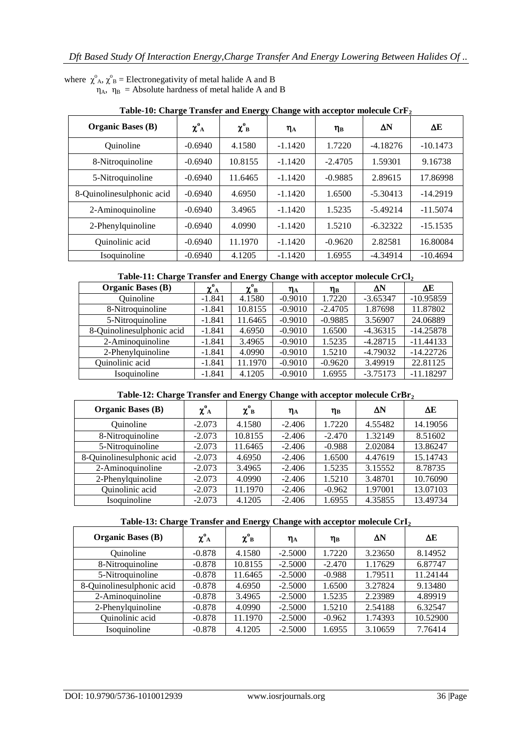where $\chi^o_A$, $\chi^o_B$ = Electronegativity of metal halide A and B
$\eta_A$, $\eta_B$ = Absolute hardness of metal halide A and B

**Table-10: Charge Transfer and Energy Change with acceptor molecule $CrF_2$**

| Organic Bases (B) | $\chi^o_A$ | $\chi^o_B$ | $\eta_A$ | $\eta_B$ | $\Delta N$ | $\Delta E$ |
|---|---|---|---|---|---|---|
| Quinoline | -0.6940 | 4.1580 | -1.1420 | 1.7220 | -4.18276 | -10.1473 |
| 8-Nitroquinoline | -0.6940 | 10.8155 | -1.1420 | -2.4705 | 1.59301 | 9.16738 |
| 5-Nitroquinoline | -0.6940 | 11.6465 | -1.1420 | -0.9885 | 2.89615 | 17.86998 |
| 8-Quinolinesulphonic acid | -0.6940 | 4.6950 | -1.1420 | 1.6500 | -5.30413 | -14.2919 |
| 2-Aminoquinoline | -0.6940 | 3.4965 | -1.1420 | 1.5235 | -5.49214 | -11.5074 |
| 2-Phenylquinoline | -0.6940 | 4.0990 | -1.1420 | 1.5210 | -6.32322 | -15.1535 |
| Quinolinic acid | -0.6940 | 11.1970 | -1.1420 | -0.9620 | 2.82581 | 16.80084 |
| Isoquinoline | -0.6940 | 4.1205 | -1.1420 | 1.6955 | -4.34914 | -10.4694 |

**Table-11: Charge Transfer and Energy Change with acceptor molecule $CrCl_2$**

| Organic Bases (B) | $\chi^o_A$ | $\chi^o_B$ | $\eta_A$ | $\eta_B$ | $\Delta N$ | $\Delta E$ |
|---|---|---|---|---|---|---|
| Quinoline | -1.841 | 4.1580 | -0.9010 | 1.7220 | -3.65347 | -10.95859 |
| 8-Nitroquinoline | -1.841 | 10.8155 | -0.9010 | -2.4705 | 1.87698 | 11.87802 |
| 5-Nitroquinoline | -1.841 | 11.6465 | -0.9010 | -0.9885 | 3.56907 | 24.06889 |
| 8-Quinolinesulphonic acid | -1.841 | 4.6950 | -0.9010 | 1.6500 | -4.36315 | -14.25878 |
| 2-Aminoquinoline | -1.841 | 3.4965 | -0.9010 | 1.5235 | -4.28715 | -11.44133 |
| 2-Phenylquinoline | -1.841 | 4.0990 | -0.9010 | 1.5210 | -4.79032 | -14.22726 |
| Quinolinic acid | -1.841 | 11.1970 | -0.9010 | -0.9620 | 3.49919 | 22.81125 |
| Isoquinoline | -1.841 | 4.1205 | -0.9010 | 1.6955 | -3.75173 | -11.18297 |

**Table-12: Charge Transfer and Energy Change with acceptor molecule $CrBr_2$**

| Organic Bases (B) | $\chi^o_A$ | $\chi^o_B$ | $\eta_A$ | $\eta_B$ | $\Delta N$ | $\Delta E$ |
|---|---|---|---|---|---|---|
| Quinoline | -2.073 | 4.1580 | -2.406 | 1.7220 | 4.55482 | 14.19056 |
| 8-Nitroquinoline | -2.073 | 10.8155 | -2.406 | -2.470 | 1.32149 | 8.51602 |
| 5-Nitroquinoline | -2.073 | 11.6465 | -2.406 | -0.988 | 2.02084 | 13.86247 |
| 8-Quinolinesulphonic acid | -2.073 | 4.6950 | -2.406 | 1.6500 | 4.47619 | 15.14743 |
| 2-Aminoquinoline | -2.073 | 3.4965 | -2.406 | 1.5235 | 3.15552 | 8.78735 |
| 2-Phenylquinoline | -2.073 | 4.0990 | -2.406 | 1.5210 | 3.48701 | 10.76090 |
| Quinolinic acid | -2.073 | 11.1970 | -2.406 | -0.962 | 1.97001 | 13.07103 |
| Isoquinoline | -2.073 | 4.1205 | -2.406 | 1.6955 | 4.35855 | 13.49734 |

**Table-13: Charge Transfer and Energy Change with acceptor molecule $CrI_2$**

| Organic Bases (B) | $\chi^o_A$ | $\chi^o_B$ | $\eta_A$ | $\eta_B$ | $\Delta N$ | $\Delta E$ |
|---|---|---|---|---|---|---|
| Quinoline | -0.878 | 4.1580 | -2.5000 | 1.7220 | 3.23650 | 8.14952 |
| 8-Nitroquinoline | -0.878 | 10.8155 | -2.5000 | -2.470 | 1.17629 | 6.87747 |
| 5-Nitroquinoline | -0.878 | 11.6465 | -2.5000 | -0.988 | 1.79511 | 11.24144 |
| 8-Quinolinesulphonic acid | -0.878 | 4.6950 | -2.5000 | 1.6500 | 3.27824 | 9.13480 |
| 2-Aminoquinoline | -0.878 | 3.4965 | -2.5000 | 1.5235 | 2.23989 | 4.89919 |
| 2-Phenylquinoline | -0.878 | 4.0990 | -2.5000 | 1.5210 | 2.54188 | 6.32547 |
| Quinolinic acid | -0.878 | 11.1970 | -2.5000 | -0.962 | 1.74393 | 10.52900 |
| Isoquinoline | -0.878 | 4.1205 | -2.5000 | 1.6955 | 3.10659 | 7.76414 |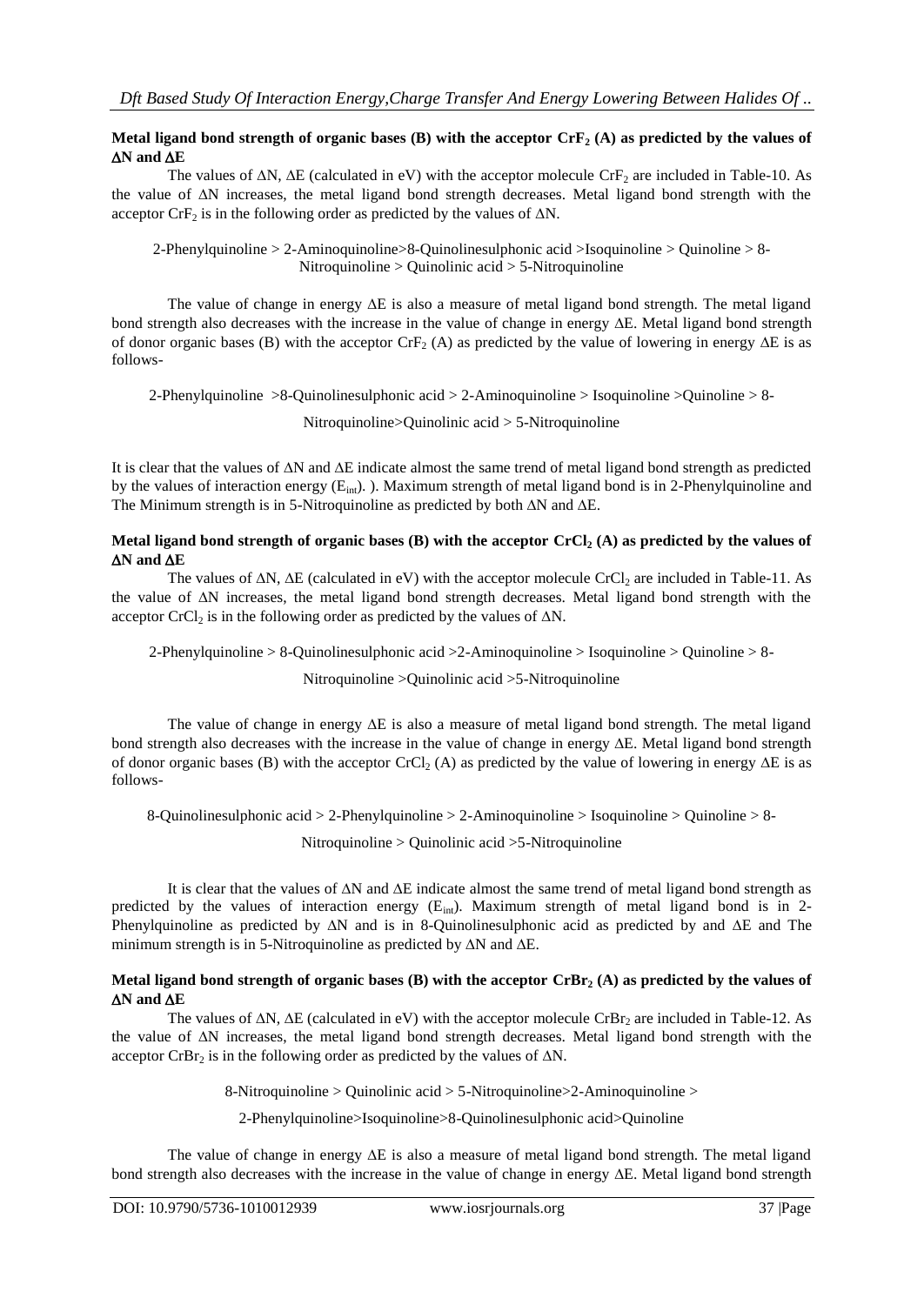### Metal ligand bond strength of organic bases (B) with the acceptor $CrF_2$ (A) as predicted by the values of $\Delta N$ and $\Delta E$

The values of $\Delta N$, $\Delta E$ (calculated in eV) with the acceptor molecule $CrF_2$ are included in Table-10. As the value of $\Delta N$ increases, the metal ligand bond strength decreases. Metal ligand bond strength with the acceptor $CrF_2$ is in the following order as predicted by the values of $\Delta N$.

2-Phenylquinoline > 2-Aminoquinoline>8-Quinolinesulphonic acid >Isoquinoline > Quinoline > 8-Nitroquinoline > Quinolinic acid > 5-Nitroquinoline

The value of change in energy $\Delta E$ is also a measure of metal ligand bond strength. The metal ligand bond strength also decreases with the increase in the value of change in energy $\Delta E$. Metal ligand bond strength of donor organic bases (B) with the acceptor $CrF_2$ (A) as predicted by the value of lowering in energy $\Delta E$ is as follows-

2-Phenylquinoline >8-Quinolinesulphonic acid > 2-Aminoquinoline > Isoquinoline >Quinoline > 8-Nitroquinoline>Quinolinic acid > 5-Nitroquinoline

It is clear that the values of $\Delta N$ and $\Delta E$ indicate almost the same trend of metal ligand bond strength as predicted by the values of interaction energy ($E_{int}$). ). Maximum strength of metal ligand bond is in 2-Phenylquinoline and The Minimum strength is in 5-Nitroquinoline as predicted by both $\Delta N$ and $\Delta E$.

### Metal ligand bond strength of organic bases (B) with the acceptor $CrCl_2$ (A) as predicted by the values of $\Delta N$ and $\Delta E$

The values of $\Delta N$, $\Delta E$ (calculated in eV) with the acceptor molecule $CrCl_2$ are included in Table-11. As the value of $\Delta N$ increases, the metal ligand bond strength decreases. Metal ligand bond strength with the acceptor $CrCl_2$ is in the following order as predicted by the values of $\Delta N$.

2-Phenylquinoline > 8-Quinolinesulphonic acid >2-Aminoquinoline > Isoquinoline > Quinoline > 8-Nitroquinoline >Quinolinic acid >5-Nitroquinoline

The value of change in energy $\Delta E$ is also a measure of metal ligand bond strength. The metal ligand bond strength also decreases with the increase in the value of change in energy $\Delta E$. Metal ligand bond strength of donor organic bases (B) with the acceptor $CrCl_2$ (A) as predicted by the value of lowering in energy $\Delta E$ is as follows-

8-Quinolinesulphonic acid > 2-Phenylquinoline > 2-Aminoquinoline > Isoquinoline > Quinoline > 8-Nitroquinoline > Quinolinic acid >5-Nitroquinoline

It is clear that the values of $\Delta N$ and $\Delta E$ indicate almost the same trend of metal ligand bond strength as predicted by the values of interaction energy ($E_{int}$). Maximum strength of metal ligand bond is in 2-Phenylquinoline as predicted by $\Delta N$ and is in 8-Quinolinesulphonic acid as predicted by and $\Delta E$ and The minimum strength is in 5-Nitroquinoline as predicted by $\Delta N$ and $\Delta E$.

### Metal ligand bond strength of organic bases (B) with the acceptor $CrBr_2$ (A) as predicted by the values of $\Delta N$ and $\Delta E$

The values of $\Delta N$, $\Delta E$ (calculated in eV) with the acceptor molecule $CrBr_2$ are included in Table-12. As the value of $\Delta N$ increases, the metal ligand bond strength decreases. Metal ligand bond strength with the acceptor $CrBr_2$ is in the following order as predicted by the values of $\Delta N$.

8-Nitroquinoline > Quinolinic acid > 5-Nitroquinoline>2-Aminoquinoline > 2-Phenylquinoline>Isoquinoline>8-Quinolinesulphonic acid>Quinoline

The value of change in energy $\Delta E$ is also a measure of metal ligand bond strength. The metal ligand bond strength also decreases with the increase in the value of change in energy $\Delta E$. Metal ligand bond strength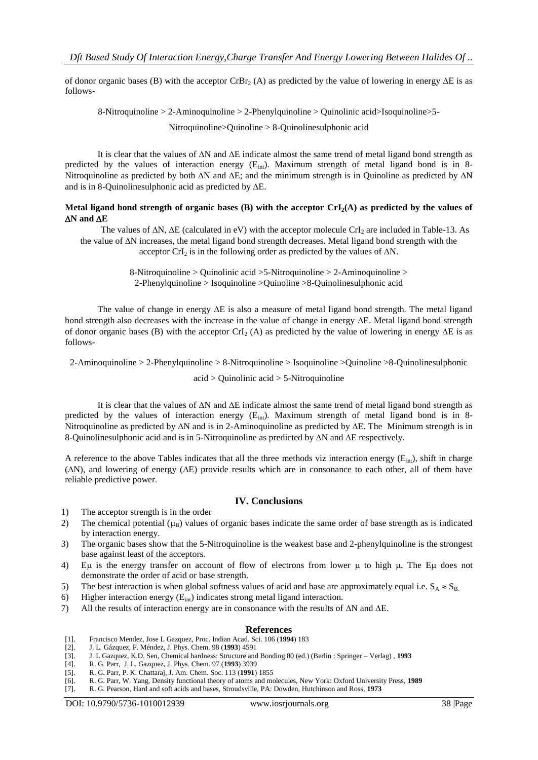of donor organic bases (B) with the acceptor $CrBr_2$ (A) as predicted by the value of lowering in energy $\Delta E$ is as follows-

8-Nitroquinoline > 2-Aminoquinoline > 2-Phenylquinoline > Quinolinic acid>Isoquinoline>5-Nitroquinoline>Quinoline > 8-Quinolinesulphonic acid

It is clear that the values of $\Delta N$ and $\Delta E$ indicate almost the same trend of metal ligand bond strength as predicted by the values of interaction energy ($E_{int}$). Maximum strength of metal ligand bond is in 8-Nitroquinoline as predicted by both $\Delta N$ and $\Delta E$; and the minimum strength is in Quinoline as predicted by $\Delta N$ and is in 8-Quinolinesulphonic acid as predicted by $\Delta E$.

**Metal ligand bond strength of organic bases (B) with the acceptor $CrI_2$(A) as predicted by the values of $\Delta N$ and $\Delta E$**

The values of $\Delta N$, $\Delta E$ (calculated in eV) with the acceptor molecule $CrI_2$ are included in Table-13. As the value of $\Delta N$ increases, the metal ligand bond strength decreases. Metal ligand bond strength with the acceptor $CrI_2$ is in the following order as predicted by the values of $\Delta N$.

8-Nitroquinoline > Quinolinic acid >5-Nitroquinoline > 2-Aminoquinoline > 2-Phenylquinoline > Isoquinoline >Quinoline >8-Quinolinesulphonic acid

The value of change in energy $\Delta E$ is also a measure of metal ligand bond strength. The metal ligand bond strength also decreases with the increase in the value of change in energy $\Delta E$. Metal ligand bond strength of donor organic bases (B) with the acceptor $CrI_2$ (A) as predicted by the value of lowering in energy $\Delta E$ is as follows-

2-Aminoquinoline > 2-Phenylquinoline > 8-Nitroquinoline > Isoquinoline >Quinoline >8-Quinolinesulphonic acid > Quinolinic acid > 5-Nitroquinoline

It is clear that the values of $\Delta N$ and $\Delta E$ indicate almost the same trend of metal ligand bond strength as predicted by the values of interaction energy ($E_{int}$). Maximum strength of metal ligand bond is in 8-Nitroquinoline as predicted by $\Delta N$ and is in 2-Aminoquinoline as predicted by $\Delta E$. The Minimum strength is in 8-Quinolinesulphonic acid and is in 5-Nitroquinoline as predicted by $\Delta N$ and $\Delta E$ respectively.

A reference to the above Tables indicates that all the three methods viz interaction energy ($E_{int}$), shift in charge ($\Delta N$), and lowering of energy ($\Delta E$) provide results which are in consonance to each other, all of them have reliable predictive power.

## IV. Conclusions

1) The acceptor strength is in the order
2) The chemical potential ($\mu_B$) values of organic bases indicate the same order of base strength as is indicated by interaction energy.
3) The organic bases show that the 5-Nitroquinoline is the weakest base and 2-phenylquinoline is the strongest base against least of the acceptors.
4) $E\mu$ is the energy transfer on account of flow of electrons from lower $\mu$ to high $\mu$. The $E\mu$ does not demonstrate the order of acid or base strength.
5) The best interaction is when global softness values of acid and base are approximately equal i.e. $S_A \approx S_B$.
6) Higher interaction energy ($E_{int}$) indicates strong metal ligand interaction.
7) All the results of interaction energy are in consonance with the results of $\Delta N$ and $\Delta E$.

## References

[1]. Francisco Mendez, Jose L Gazquez, Proc. Indian Acad. Sci. 106 (**1994**) 183
[2]. J. L. Gázquez, F. Méndez, J. Phys. Chem. 98 (**1993**) 4591
[3]. J. L.Gazquez, K.D. Sen, Chemical hardness: Structure and Bonding 80 (ed.) (Berlin : Springer – Verlag) , **1993**
[4]. R. G. Parr, J. L. Gazquez, J. Phys. Chem. 97 (**1993**) 3939
[5]. R. G. Parr, P. K. Chattaraj, J. Am. Chem. Soc. 113 (**1991**) 1855
[6]. R. G. Parr, W. Yang, Density functional theory of atoms and molecules, New York: Oxford University Press, **1989**
[7]. R. G. Pearson, Hard and soft acids and bases, Stroudsville, PA: Dowden, Hutchinson and Ross, **1973**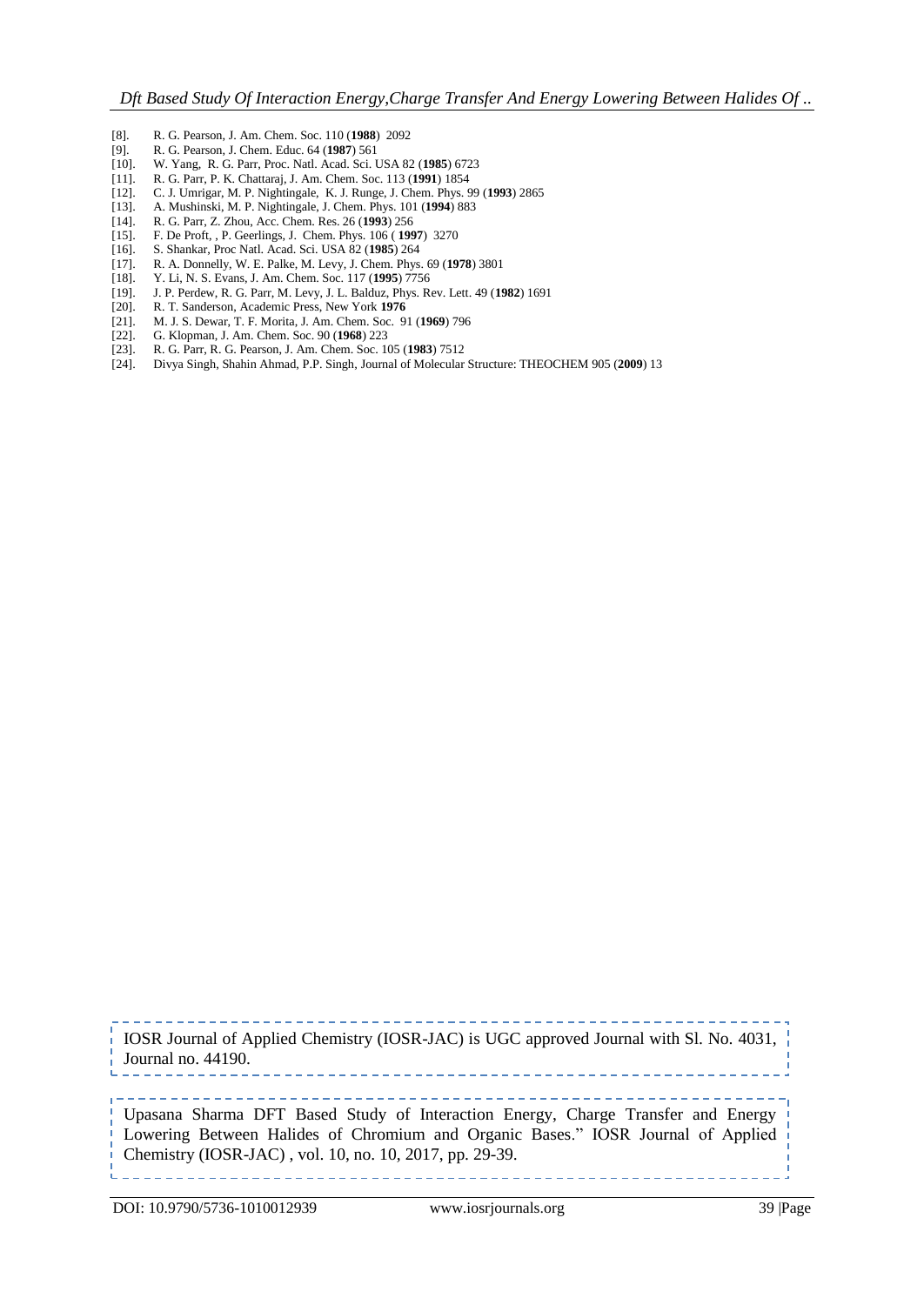[8]. R. G. Pearson, J. Am. Chem. Soc. 110 (**1988**) 2092
[9]. R. G. Pearson, J. Chem. Educ. 64 (**1987**) 561
[10]. W. Yang, R. G. Parr, Proc. Natl. Acad. Sci. USA 82 (**1985**) 6723
[11]. R. G. Parr, P. K. Chattaraj, J. Am. Chem. Soc. 113 (**1991**) 1854
[12]. C. J. Umrigar, M. P. Nightingale, K. J. Runge, J. Chem. Phys. 99 (**1993**) 2865
[13]. A. Mushinski, M. P. Nightingale, J. Chem. Phys. 101 (**1994**) 883
[14]. R. G. Parr, Z. Zhou, Acc. Chem. Res. 26 (**1993**) 256
[15]. F. De Proft, , P. Geerlings, J. Chem. Phys. 106 ( **1997**) 3270
[16]. S. Shankar, Proc Natl. Acad. Sci. USA 82 (**1985**) 264
[17]. R. A. Donnelly, W. E. Palke, M. Levy, J. Chem. Phys. 69 (**1978**) 3801
[18]. Y. Li, N. S. Evans, J. Am. Chem. Soc. 117 (**1995**) 7756
[19]. J. P. Perdew, R. G. Parr, M. Levy, J. L. Balduz, Phys. Rev. Lett. 49 (**1982**) 1691
[20]. R. T. Sanderson, Academic Press, New York **1976**
[21]. M. J. S. Dewar, T. F. Morita, J. Am. Chem. Soc. 91 (**1969**) 796
[22]. G. Klopman, J. Am. Chem. Soc. 90 (**1968**) 223
[23]. R. G. Parr, R. G. Pearson, J. Am. Chem. Soc. 105 (**1983**) 7512
[24]. Divya Singh, Shahin Ahmad, P.P. Singh, Journal of Molecular Structure: THEOCHEM 905 (**2009**) 13

IOSR Journal of Applied Chemistry (IOSR-JAC) is UGC approved Journal with Sl. No. 4031, Journal no. 44190.

Upasana Sharma DFT Based Study of Interaction Energy, Charge Transfer and Energy Lowering Between Halides of Chromium and Organic Bases." IOSR Journal of Applied Chemistry (IOSR-JAC) , vol. 10, no. 10, 2017, pp. 29-39.